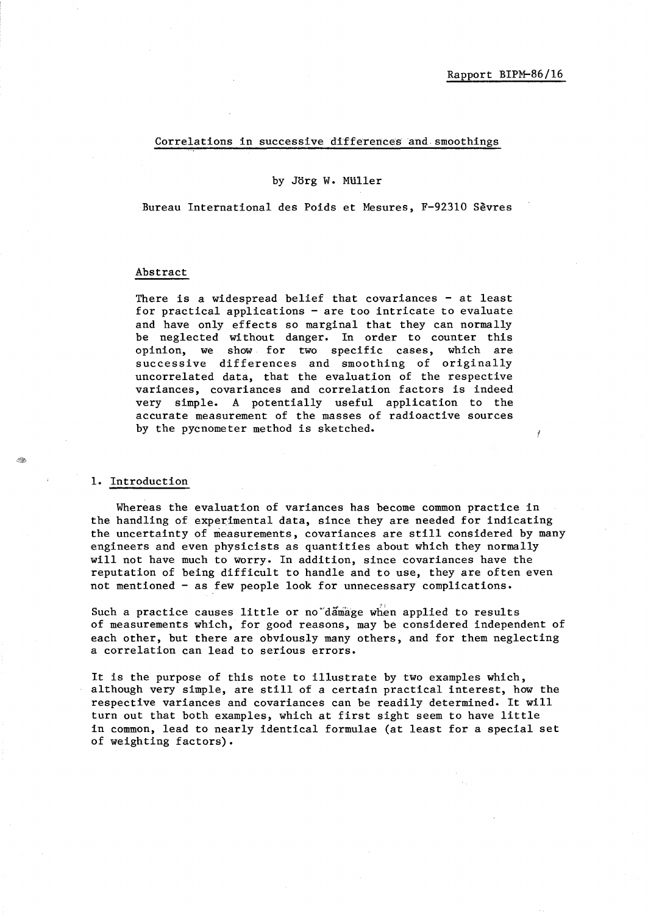Rapport BIPM-86/16

# Correlations in successive differences and smoothings

by Jörg W. Müller

Bureau International des Poids et Mesures, F-92310 Sèvres

## Abstract

There is a widespread belief that covariances - at least for practical applications - are too intricate to evaluate and have only effects so marginal that they can normally be neglected without danger. In order to counter this opinion, we show for two specific cases, which are successive differences and smoothing of originally uncorrelated data, that the evaluation of the respective variances, covariances and correlation factors is indeed very simple. A potentially useful application to the accurate measurement of the masses of radioactive sources by the pycnometer method is sketched.

## 1. Introduction

Whereas the evaluation of variances has become common practice in the handling of experimental data, since they are needed for indicating the uncertainty of measurements, covariances are still considered by many engineers and even physicists as quantities about which they normally will not have much to worry. In addition, since covariances have the reputation of being difficult to handle and to use, they are often even not mentioned - as few people look for unnecessary complications.

Such a practice causes little or no damage when applied to results of measurements which, for good reasons, may be considered independent of each other, but there are obviously many others, and for them neglecting a correlation can lead to serious errors.

It is the purpose of this note to illustrate by two examples which, although very simple, are still of a certain practical interest, how the respective variances and covariances can be readily determined. It will turn out that both examples, which at first sight seem to have little in common, lead to nearly identical formulae (at least for a special set of weighting factors).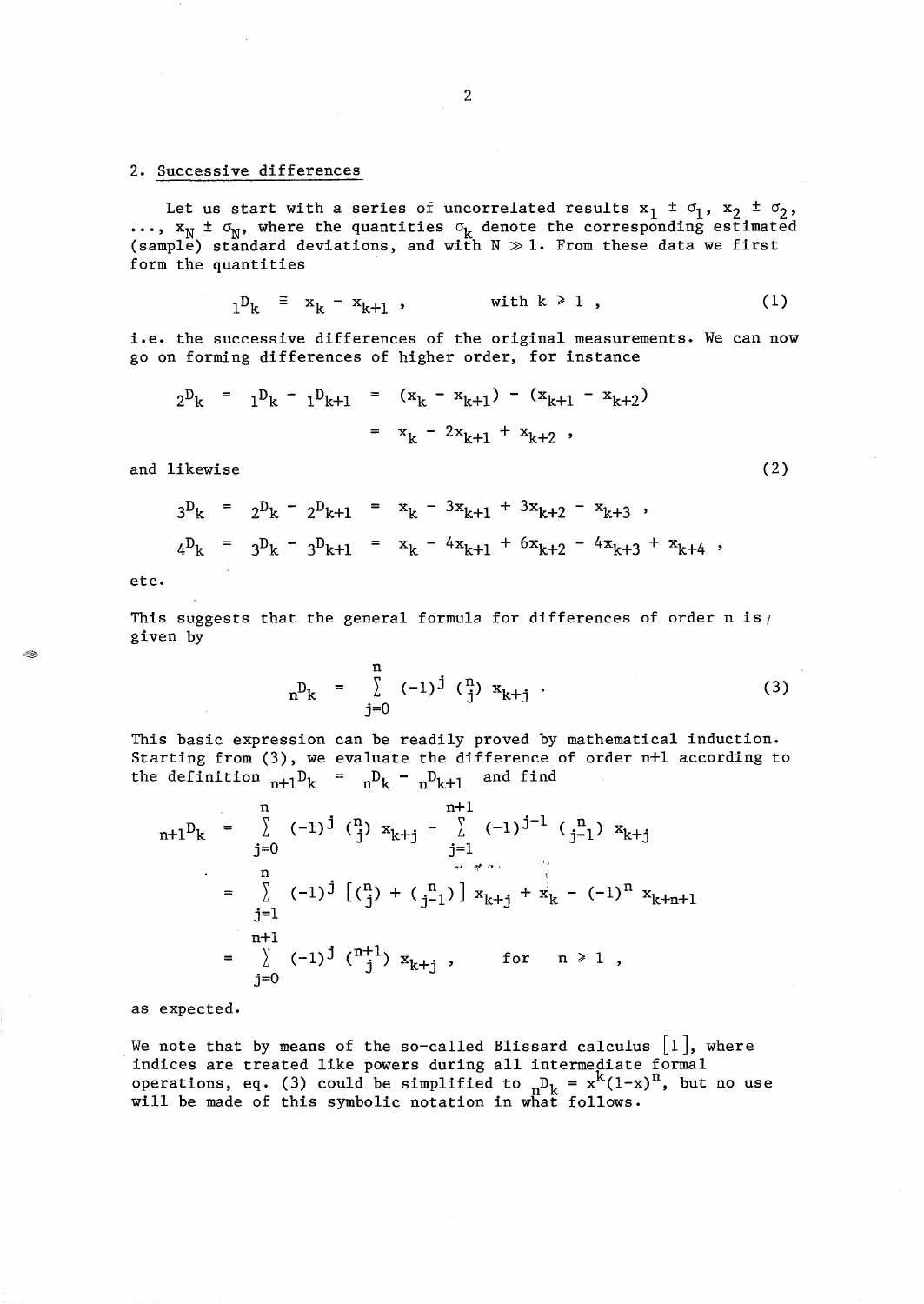## 2. Successive differences

Let us start with a series of uncorrelated results $x_1 \pm \sigma_1$, $x_2 \pm \sigma_2$, ..., $x_N \pm \sigma_N$, where the quantities $\sigma_k$ denote the corresponding estimated (sample) standard deviations, and with $N \gg 1$. From these data we first form the quantities

$$_1D_k \equiv x_k - x_{k+1} , \qquad \text{with } k \geq 1 , \tag{1}$$

i.e. the successive differences of the original measurements. We can now go on forming differences of higher order, for instance

$$\begin{aligned}
_2D_k &= {}_1D_k - {}_1D_{k+1} = (x_k - x_{k+1}) - (x_{k+1} - x_{k+2}) \\
&= x_k - 2x_{k+1} + x_{k+2} ,
\end{aligned}$$

and likewise (2)

$$\begin{aligned}
_3D_k &= {}_2D_k - {}_2D_{k+1} = x_k - 3x_{k+1} + 3x_{k+2} - x_{k+3} , \\
_4D_k &= {}_3D_k - {}_3D_{k+1} = x_k - 4x_{k+1} + 6x_{k+2} - 4x_{k+3} + x_{k+4} ,
\end{aligned}$$

etc.

This suggests that the general formula for differences of order n is given by

$$_nD_k = \sum_{j=0}^{n} (-1)^j \binom{n}{j} x_{k+j} . \tag{3}$$

This basic expression can be readily proved by mathematical induction. Starting from (3), we evaluate the difference of order n+1 according to the definition $_{n+1}D_k = {}_nD_k - {}_nD_{k+1}$ and find

$$\begin{aligned}
_{n+1}D_k &= \sum_{j=0}^{n} (-1)^j \binom{n}{j} x_{k+j} - \sum_{j=1}^{n+1} (-1)^{j-1} \binom{n}{j-1} x_{k+j} \\
&= \sum_{j=1}^{n} (-1)^j \left[\binom{n}{j} + \binom{n}{j-1}\right] x_{k+j} + x_k - (-1)^n x_{k+n+1} \\
&= \sum_{j=0}^{n+1} (-1)^j \binom{n+1}{j} x_{k+j} , \qquad \text{for} \quad n \geq 1 ,
\end{aligned}$$

as expected.

We note that by means of the so-called Blissard calculus [1], where indices are treated like powers during all intermediate formal operations, eq. (3) could be simplified to $_nD_k = x^k(1-x)^n$, but no use will be made of this symbolic notation in what follows.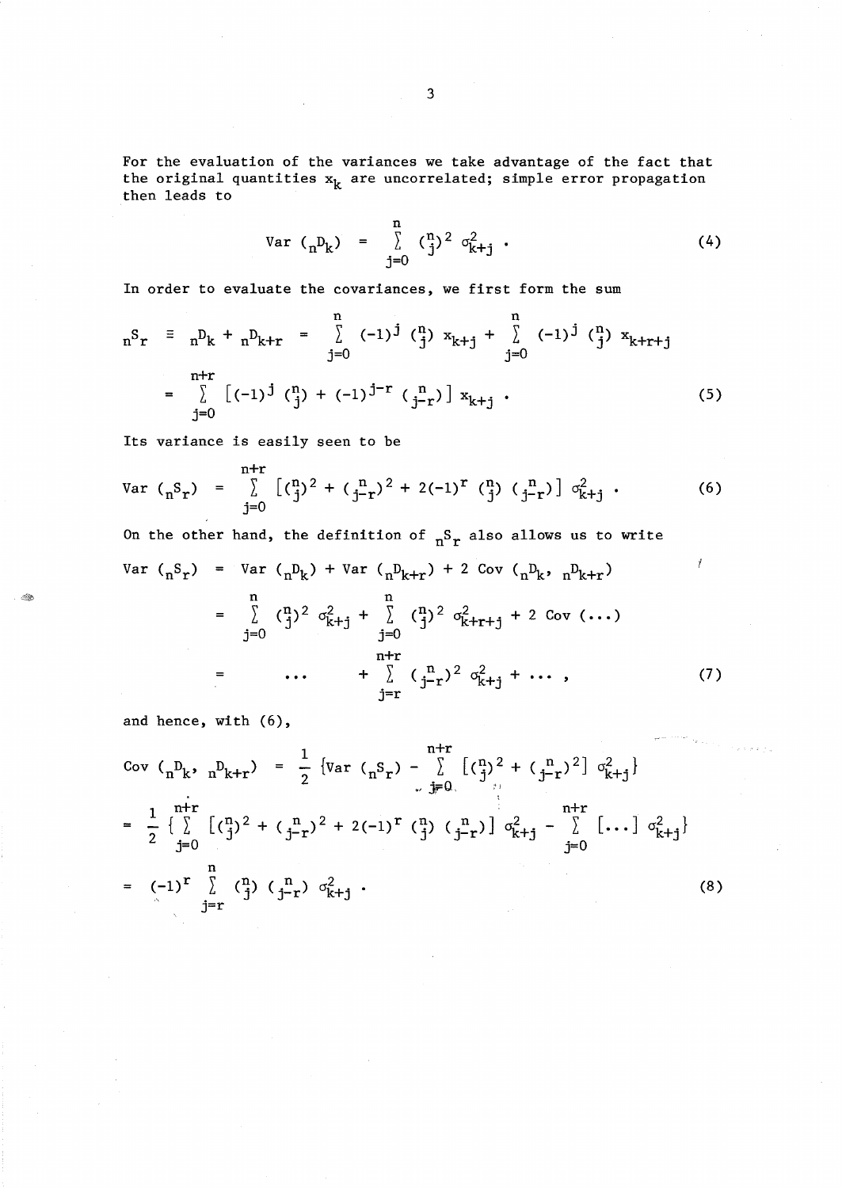For the evaluation of the variances we take advantage of the fact that the original quantities $x_k$ are uncorrelated; simple error propagation then leads to

$$\mathrm{Var}\,({}_nD_k) \;=\; \sum_{j=0}^{n} \binom{n}{j}^2 \sigma_{k+j}^2 \;. \tag{4}$$

In order to evaluate the covariances, we first form the sum

$$\begin{aligned}
{}_nS_r \;\equiv\; {}_nD_k + {}_nD_{k+r} \;&=\; \sum_{j=0}^{n} (-1)^j \binom{n}{j} x_{k+j} + \sum_{j=0}^{n} (-1)^j \binom{n}{j} x_{k+r+j} \\
&=\; \sum_{j=0}^{n+r} \left[(-1)^j \binom{n}{j} + (-1)^{j-r} \binom{n}{j-r}\right] x_{k+j} \;.
\end{aligned} \tag{5}$$

Its variance is easily seen to be

$$\mathrm{Var}\,({}_nS_r) \;=\; \sum_{j=0}^{n+r} \left[\binom{n}{j}^2 + \binom{n}{j-r}^2 + 2(-1)^r \binom{n}{j}\binom{n}{j-r}\right] \sigma_{k+j}^2 \;. \tag{6}$$

On the other hand, the definition of ${}_nS_r$ also allows us to write

$$\begin{aligned}
\mathrm{Var}\,({}_nS_r) \;&=\; \mathrm{Var}\,({}_nD_k) + \mathrm{Var}\,({}_nD_{k+r}) + 2\,\mathrm{Cov}\,({}_nD_k,\, {}_nD_{k+r}) \\
&=\; \sum_{j=0}^{n} \binom{n}{j}^2 \sigma_{k+j}^2 + \sum_{j=0}^{n} \binom{n}{j}^2 \sigma_{k+r+j}^2 + 2\,\mathrm{Cov}\,(\ldots) \\
&=\; \qquad \ldots \qquad + \sum_{j=r}^{n+r} \binom{n}{j-r}^2 \sigma_{k+j}^2 + \ldots \;,
\end{aligned} \tag{7}$$

and hence, with (6),

$$\begin{aligned}
\mathrm{Cov}\,({}_nD_k,\, {}_nD_{k+r}) \;&=\; \frac{1}{2}\left\{\mathrm{Var}\,({}_nS_r) - \sum_{j=0}^{n+r} \left[\binom{n}{j}^2 + \binom{n}{j-r}^2\right] \sigma_{k+j}^2\right\} \\
&=\; \frac{1}{2}\left\{\sum_{j=0}^{n+r} \left[\binom{n}{j}^2 + \binom{n}{j-r}^2 + 2(-1)^r \binom{n}{j}\binom{n}{j-r}\right] \sigma_{k+j}^2 - \sum_{j=0}^{n+r} [\ldots]\, \sigma_{k+j}^2\right\} \\
&=\; (-1)^r \sum_{j=r}^{n} \binom{n}{j}\binom{n}{j-r} \sigma_{k+j}^2 \;.
\end{aligned} \tag{8}$$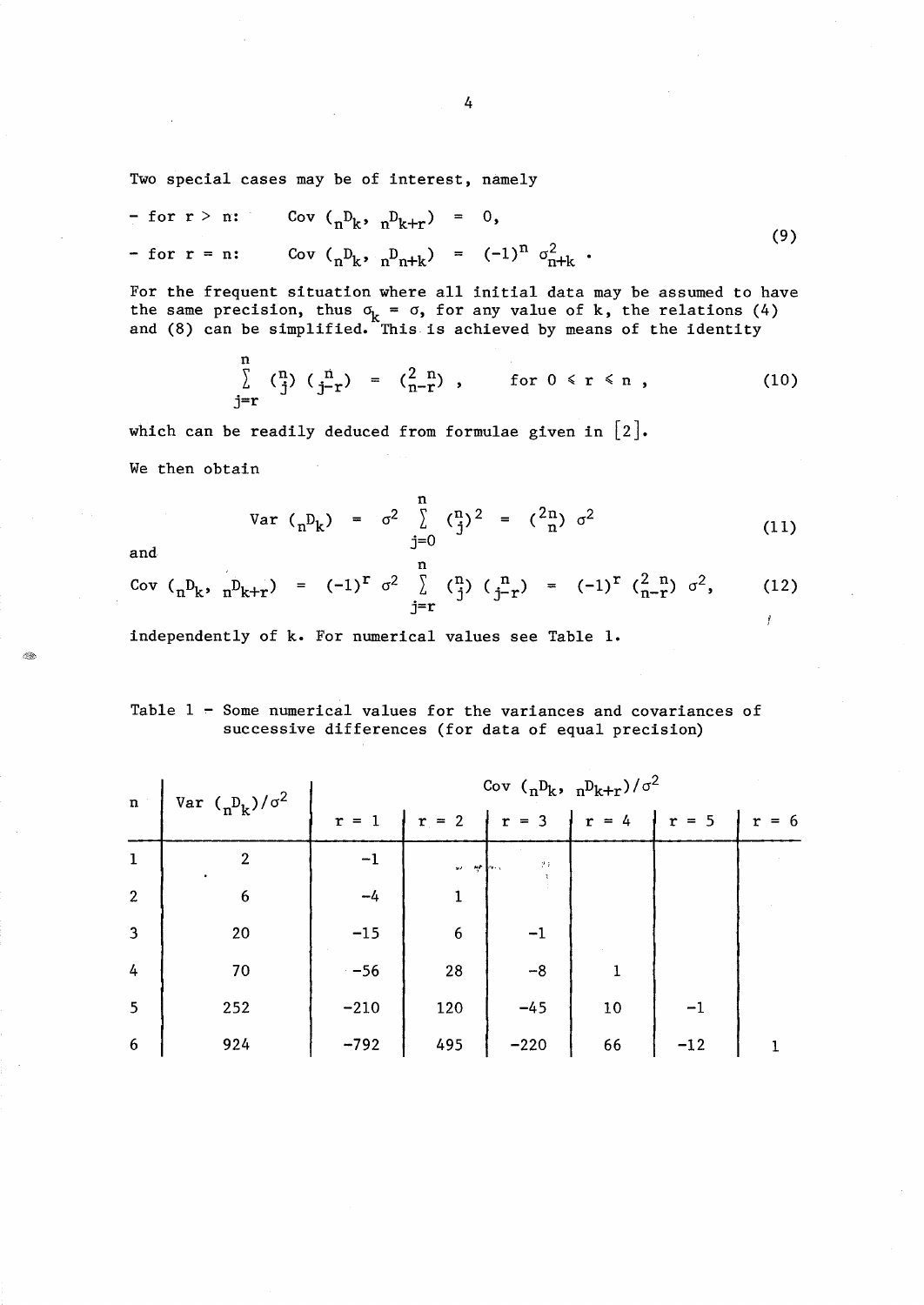Two special cases may be of interest, namely

$$
\begin{aligned}
&- \text{ for } r > n: \quad \mathrm{Cov}\,({}_n D_k,\ {}_n D_{k+r}) = 0, \\
&- \text{ for } r = n: \quad \mathrm{Cov}\,({}_n D_k,\ {}_n D_{n+k}) = (-1)^n\ \sigma^2_{n+k}\ .
\end{aligned}
\tag{9}
$$

For the frequent situation where all initial data may be assumed to have the same precision, thus $\sigma_k = \sigma$, for any value of k, the relations (4) and (8) can be simplified. This is achieved by means of the identity

$$
\sum_{j=r}^{n} \binom{n}{j} \binom{n}{j-r} = \binom{2\,n}{n-r}\ , \qquad \text{for } 0 \leqslant r \leqslant n\ , \tag{10}
$$

which can be readily deduced from formulae given in [2].

We then obtain

$$
\mathrm{Var}\,({}_n D_k) = \sigma^2 \sum_{j=0}^{n} \binom{n}{j}^2 = \binom{2n}{n}\ \sigma^2 \tag{11}
$$

and

$$
\mathrm{Cov}\,({}_n D_k,\ {}_n D_{k+r}) = (-1)^r\ \sigma^2 \sum_{j=r}^{n} \binom{n}{j} \binom{n}{j-r} = (-1)^r \binom{2\,n}{n-r}\ \sigma^2, \tag{12}
$$

independently of k. For numerical values see Table 1.

Table 1 – Some numerical values for the variances and covariances of successive differences (for data of equal precision)

| n | $\mathrm{Var}\,({}_n D_k)/\sigma^2$ | $\mathrm{Cov}\,({}_n D_k,\ {}_n D_{k+r})/\sigma^2$ | | | | | |
|---|---|---|---|---|---|---|---|
| | | r = 1 | r = 2 | r = 3 | r = 4 | r = 5 | r = 6 |
| 1 | 2 | −1 | | | | | |
| 2 | 6 | −4 | 1 | | | | |
| 3 | 20 | −15 | 6 | −1 | | | |
| 4 | 70 | −56 | 28 | −8 | 1 | | |
| 5 | 252 | −210 | 120 | −45 | 10 | −1 | |
| 6 | 924 | −792 | 495 | −220 | 66 | −12 | 1 |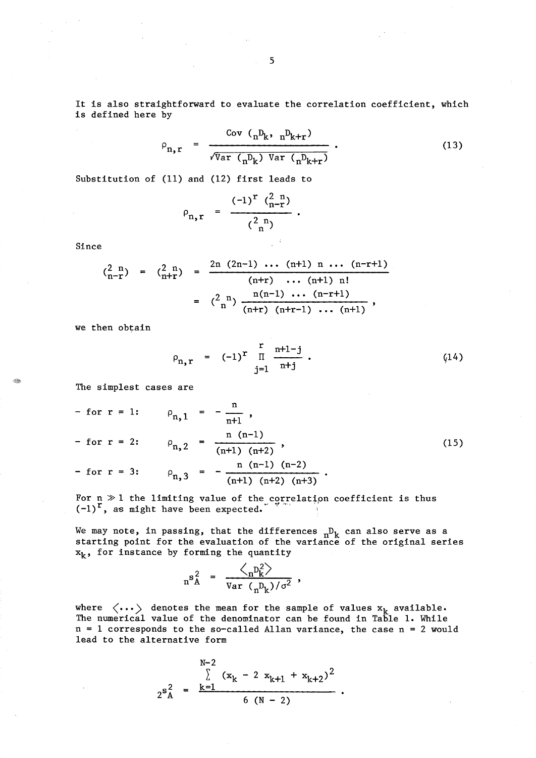It is also straightforward to evaluate the correlation coefficient, which is defined here by

$$\rho_{n,r} = \frac{\mathrm{Cov}\,({}_n D_k,\ {}_n D_{k+r})}{\sqrt{\mathrm{Var}\,({}_n D_k)\ \mathrm{Var}\,({}_n D_{k+r})}} \ . \tag{13}$$

Substitution of (11) and (12) first leads to

$$\rho_{n,r} = \frac{(-1)^r \binom{2\,n}{n-r}}{\binom{2\,n}{n}} \ .$$

Since

$$\binom{2\,n}{n-r} = \binom{2\,n}{n+r} = \frac{2n\ (2n-1)\ \ldots\ (n+1)\ n\ \ldots\ (n-r+1)}{(n+r)\ \ \ldots\ (n+1)\ n!}$$

$$= \binom{2\,n}{n} \frac{n(n-1)\ \ldots\ (n-r+1)}{(n+r)\ (n+r-1)\ \ldots\ (n+1)} \ ,$$

we then obtain

$$\rho_{n,r} = (-1)^r \prod_{j=1}^{r} \frac{n+1-j}{n+j} \ . \tag{14}$$

The simplest cases are

$$\begin{aligned}
&- \text{ for } r = 1: \quad && \rho_{n,1} = -\frac{n}{n+1} \ , \\
&- \text{ for } r = 2: \quad && \rho_{n,2} = \frac{n\ (n-1)}{(n+1)\ (n+2)} \ , \\
&- \text{ for } r = 3: \quad && \rho_{n,3} = -\frac{n\ (n-1)\ (n-2)}{(n+1)\ (n+2)\ (n+3)} \ .
\end{aligned} \tag{15}$$

For $n \gg 1$ the limiting value of the correlation coefficient is thus $(-1)^r$, as might have been expected.

We may note, in passing, that the differences ${}_n D_k$ can also serve as a starting point for the evaluation of the variance of the original series $x_k$, for instance by forming the quantity

$${}_n s_A^2 = \frac{\langle {}_n D_k^2 \rangle}{\mathrm{Var}\,({}_n D_k)/\sigma^2} \ ,$$

where $\langle \ldots \rangle$ denotes the mean for the sample of values $x_k$ available. The numerical value of the denominator can be found in Table 1. While $n = 1$ corresponds to the so-called Allan variance, the case $n = 2$ would lead to the alternative form

$${}_2 s_A^2 = \frac{\sum_{k=1}^{N-2} (x_k - 2\ x_{k+1} + x_{k+2})^2}{6\ (N - 2)} \ .$$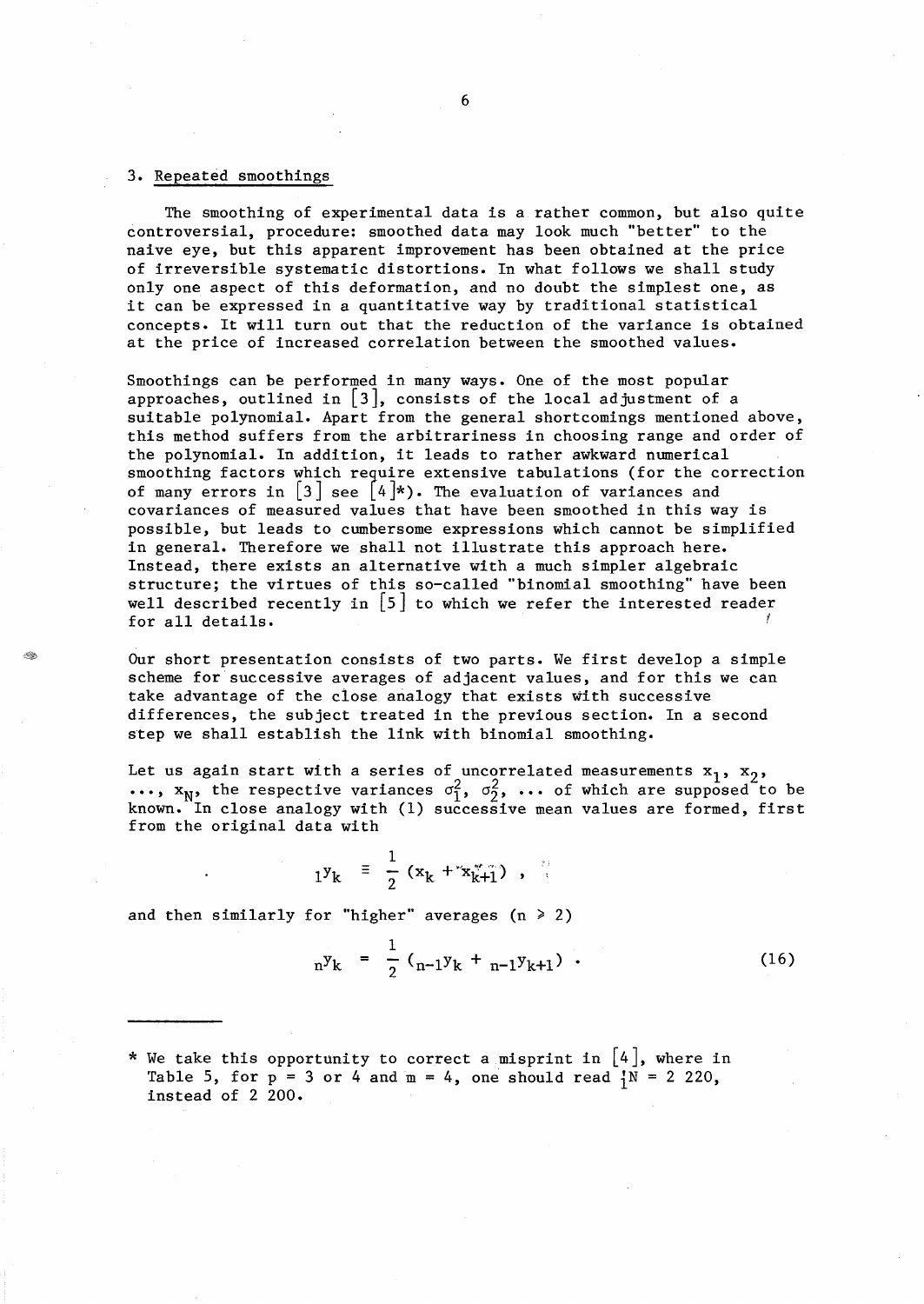## 3. Repeated smoothings

The smoothing of experimental data is a rather common, but also quite controversial, procedure: smoothed data may look much "better" to the naive eye, but this apparent improvement has been obtained at the price of irreversible systematic distortions. In what follows we shall study only one aspect of this deformation, and no doubt the simplest one, as it can be expressed in a quantitative way by traditional statistical concepts. It will turn out that the reduction of the variance is obtained at the price of increased correlation between the smoothed values.

Smoothings can be performed in many ways. One of the most popular approaches, outlined in [3], consists of the local adjustment of a suitable polynomial. Apart from the general shortcomings mentioned above, this method suffers from the arbitrariness in choosing range and order of the polynomial. In addition, it leads to rather awkward numerical smoothing factors which require extensive tabulations (for the correction of many errors in [3] see [4]*). The evaluation of variances and covariances of measured values that have been smoothed in this way is possible, but leads to cumbersome expressions which cannot be simplified in general. Therefore we shall not illustrate this approach here. Instead, there exists an alternative with a much simpler algebraic structure; the virtues of this so-called "binomial smoothing" have been well described recently in [5] to which we refer the interested reader for all details.

Our short presentation consists of two parts. We first develop a simple scheme for successive averages of adjacent values, and for this we can take advantage of the close analogy that exists with successive differences, the subject treated in the previous section. In a second step we shall establish the link with binomial smoothing.

Let us again start with a series of uncorrelated measurements $x_1$, $x_2$, ..., $x_N$, the respective variances $\sigma_1^2$, $\sigma_2^2$, ... of which are supposed to be known. In close analogy with (1) successive mean values are formed, first from the original data with

$$ {}_1y_k \equiv \frac{1}{2}(x_k + x_{k+1}) , $$

and then similarly for "higher" averages ($n \geq 2$)

$$ {}_ny_k = \frac{1}{2}({}_{n-1}y_k + {}_{n-1}y_{k+1}) . \qquad (16) $$

---

\* We take this opportunity to correct a misprint in [4], where in Table 5, for p = 3 or 4 and m = 4, one should read ${}_1^4N$ = 2 220, instead of 2 200.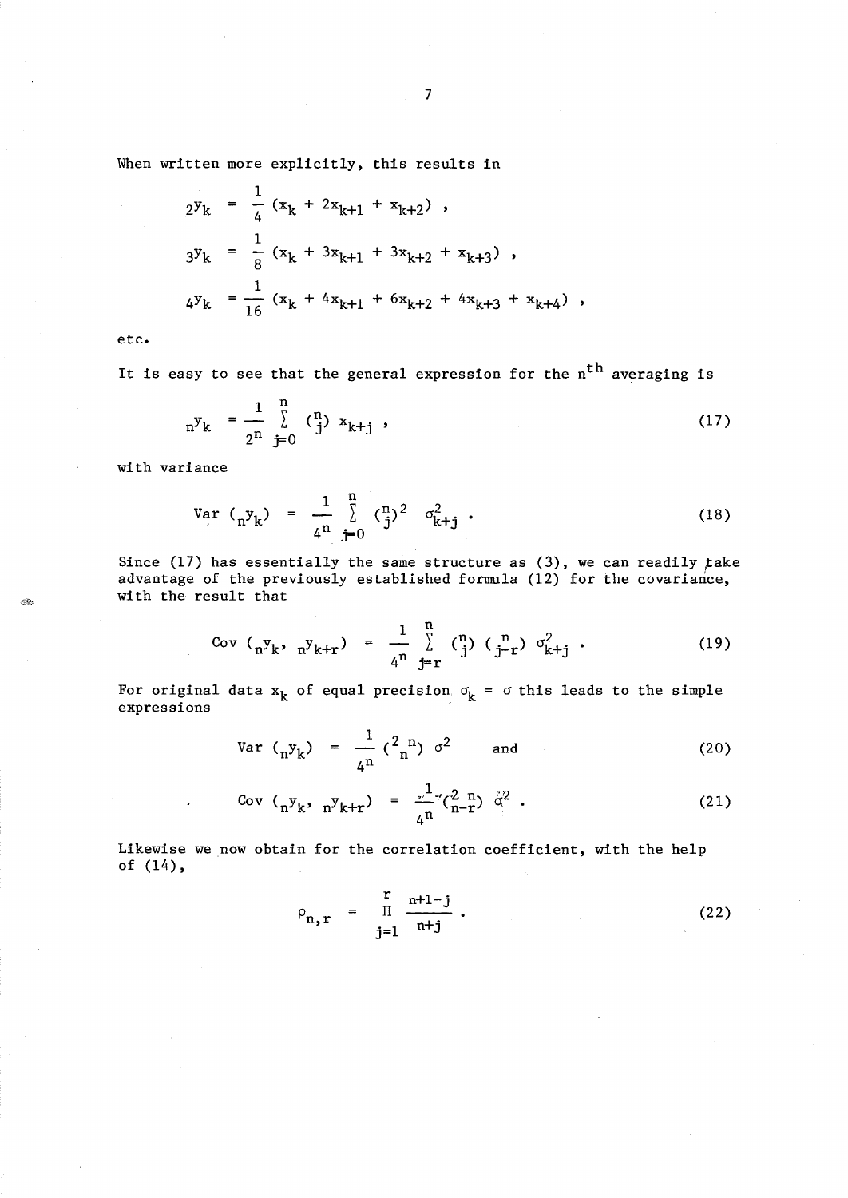When written more explicitly, this results in

$$
\begin{aligned}
{}_2y_k &= \frac{1}{4}\,(x_k + 2x_{k+1} + x_{k+2})\ , \\
{}_3y_k &= \frac{1}{8}\,(x_k + 3x_{k+1} + 3x_{k+2} + x_{k+3})\ , \\
{}_4y_k &= \frac{1}{16}\,(x_k + 4x_{k+1} + 6x_{k+2} + 4x_{k+3} + x_{k+4})\ ,
\end{aligned}
$$

etc.

It is easy to see that the general expression for the $n^{th}$ averaging is

$$
{}_ny_k = \frac{1}{2^n} \sum_{j=0}^{n} \binom{n}{j} x_{k+j}\ , \tag{17}
$$

with variance

$$
\mathrm{Var}\,({}_ny_k) = \frac{1}{4^n} \sum_{j=0}^{n} \binom{n}{j}^2 \sigma_{k+j}^2\ . \tag{18}
$$

Since (17) has essentially the same structure as (3), we can readily take advantage of the previously established formula (12) for the covariance, with the result that

$$
\mathrm{Cov}\,({}_ny_k,\ {}_ny_{k+r}) = \frac{1}{4^n} \sum_{j=r}^{n} \binom{n}{j} \binom{n}{j-r} \sigma_{k+j}^2\ . \tag{19}
$$

For original data $x_k$ of equal precision $\sigma_k = \sigma$ this leads to the simple expressions

$$
\mathrm{Var}\,({}_ny_k) = \frac{1}{4^n} \binom{2n}{n} \sigma^2 \qquad \text{and} \tag{20}
$$

$$
\mathrm{Cov}\,({}_ny_k,\ {}_ny_{k+r}) = \frac{1}{4^n} \binom{2n}{n-r} \sigma^2\ . \tag{21}
$$

Likewise we now obtain for the correlation coefficient, with the help of (14),

$$
\rho_{n,r} = \prod_{j=1}^{r} \frac{n+1-j}{n+j}\ . \tag{22}
$$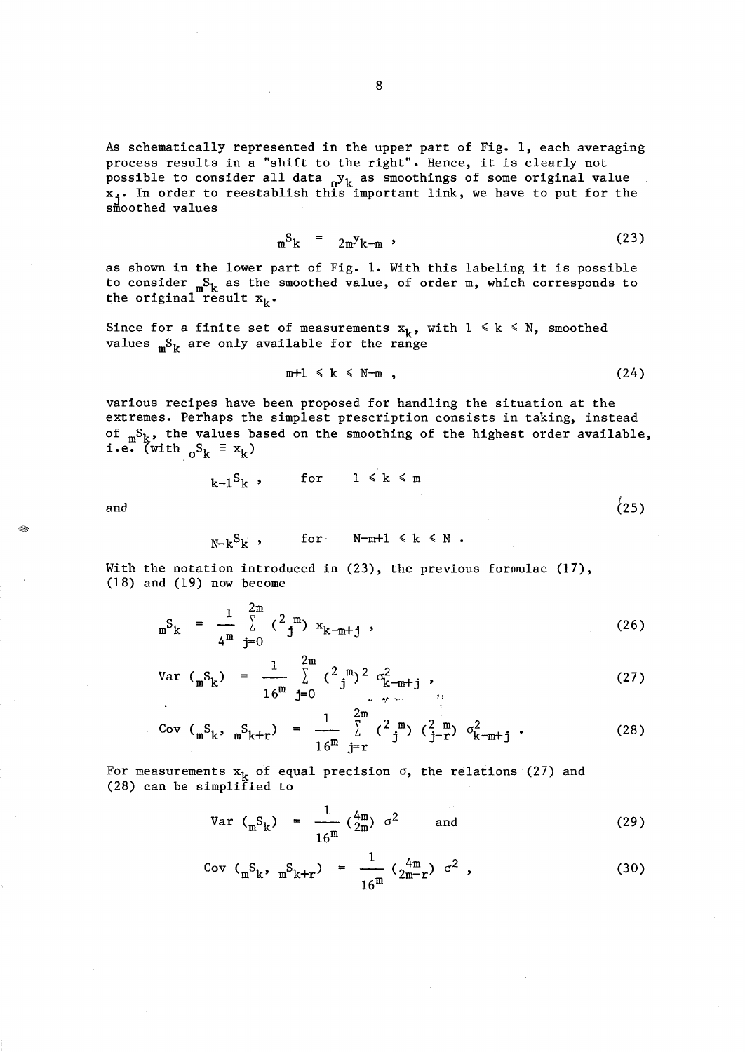As schematically represented in the upper part of Fig. 1, each averaging process results in a "shift to the right". Hence, it is clearly not possible to consider all data ${}_n y_k$ as smoothings of some original value $x_j$. In order to reestablish this important link, we have to put for the smoothed values

$$ {}_m S_k = {}_{2m} y_{k-m} , \tag{23} $$

as shown in the lower part of Fig. 1. With this labeling it is possible to consider ${}_m S_k$ as the smoothed value, of order m, which corresponds to the original result $x_k$.

Since for a finite set of measurements $x_k$, with $1 \leq k \leq N$, smoothed values ${}_m S_k$ are only available for the range

$$ m+1 \leq k \leq N-m , \tag{24} $$

various recipes have been proposed for handling the situation at the extremes. Perhaps the simplest prescription consists in taking, instead of ${}_m S_k$, the values based on the smoothing of the highest order available, i.e. (with ${}_0 S_k \equiv x_k$)

$$ {}_{k-1} S_k , \qquad \text{for} \qquad 1 \leq k \leq m $$

and

$$ {}_{N-k} S_k , \qquad \text{for} \qquad N-m+1 \leq k \leq N . \tag{25} $$

With the notation introduced in (23), the previous formulae (17), (18) and (19) now become

$$ {}_m S_k = \frac{1}{4^m} \sum_{j=0}^{2m} \binom{2m}{j} x_{k-m+j} , \tag{26} $$

$$ \text{Var}\,({}_m S_k) = \frac{1}{16^m} \sum_{j=0}^{2m} \binom{2m}{j}^2 \sigma^2_{k-m+j} , \tag{27} $$

$$ \text{Cov}\,({}_m S_k,\, {}_m S_{k+r}) = \frac{1}{16^m} \sum_{j=r}^{2m} \binom{2m}{j} \binom{2m}{j-r} \sigma^2_{k-m+j} . \tag{28} $$

For measurements $x_k$ of equal precision $\sigma$, the relations (27) and (28) can be simplified to

$$ \text{Var}\,({}_m S_k) = \frac{1}{16^m} \binom{4m}{2m} \sigma^2 \qquad \text{and} \tag{29} $$

$$ \text{Cov}\,({}_m S_k,\, {}_m S_{k+r}) = \frac{1}{16^m} \binom{4m}{2m-r} \sigma^2 , \tag{30} $$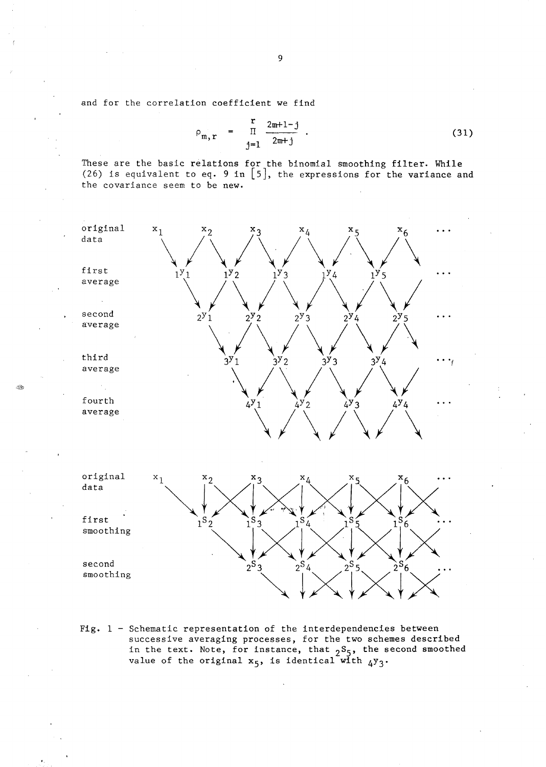and for the correlation coefficient we find

$$\rho_{m,r} = \prod_{j=1}^{r} \frac{2m+1-j}{2m+j} . \tag{31}$$

These are the basic relations for the binomial smoothing filter. While (26) is equivalent to eq. 9 in [5], the expressions for the variance and the covariance seem to be new.

Fig. 1 – Schematic representation of the interdependencies between successive averaging processes, for the two schemes described in the text. Note, for instance, that ${}_2s_5$, the second smoothed value of the original $x_5$, is identical with ${}_4y_3$.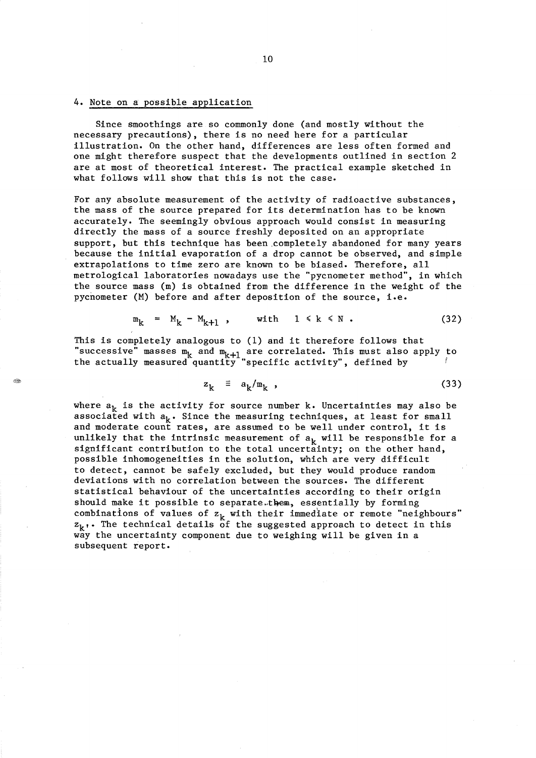## 4. Note on a possible application

Since smoothings are so commonly done (and mostly without the necessary precautions), there is no need here for a particular illustration. On the other hand, differences are less often formed and one might therefore suspect that the developments outlined in section 2 are at most of theoretical interest. The practical example sketched in what follows will show that this is not the case.

For any absolute measurement of the activity of radioactive substances, the mass of the source prepared for its determination has to be known accurately. The seemingly obvious approach would consist in measuring directly the mass of a source freshly deposited on an appropriate support, but this technique has been completely abandoned for many years because the initial evaporation of a drop cannot be observed, and simple extrapolations to time zero are known to be biased. Therefore, all metrological laboratories nowadays use the "pycnometer method", in which the source mass (m) is obtained from the difference in the weight of the pycnometer (M) before and after deposition of the source, i.e.

$$m_k = M_k - M_{k+1} , \qquad \text{with} \quad 1 \leqslant k \leqslant N . \tag{32}$$

This is completely analogous to (1) and it therefore follows that "successive" masses $m_k$ and $m_{k+1}$ are correlated. This must also apply to the actually measured quantity "specific activity", defined by

$$z_k \equiv a_k / m_k , \tag{33}$$

where $a_k$ is the activity for source number k. Uncertainties may also be associated with $a_k$. Since the measuring techniques, at least for small and moderate count rates, are assumed to be well under control, it is unlikely that the intrinsic measurement of $a_k$ will be responsible for a significant contribution to the total uncertainty; on the other hand, possible inhomogeneities in the solution, which are very difficult to detect, cannot be safely excluded, but they would produce random deviations with no correlation between the sources. The different statistical behaviour of the uncertainties according to their origin should make it possible to separate them, essentially by forming combinations of values of $z_k$ with their immediate or remote "neighbours" $z_{k'}$. The technical details of the suggested approach to detect in this way the uncertainty component due to weighing will be given in a subsequent report.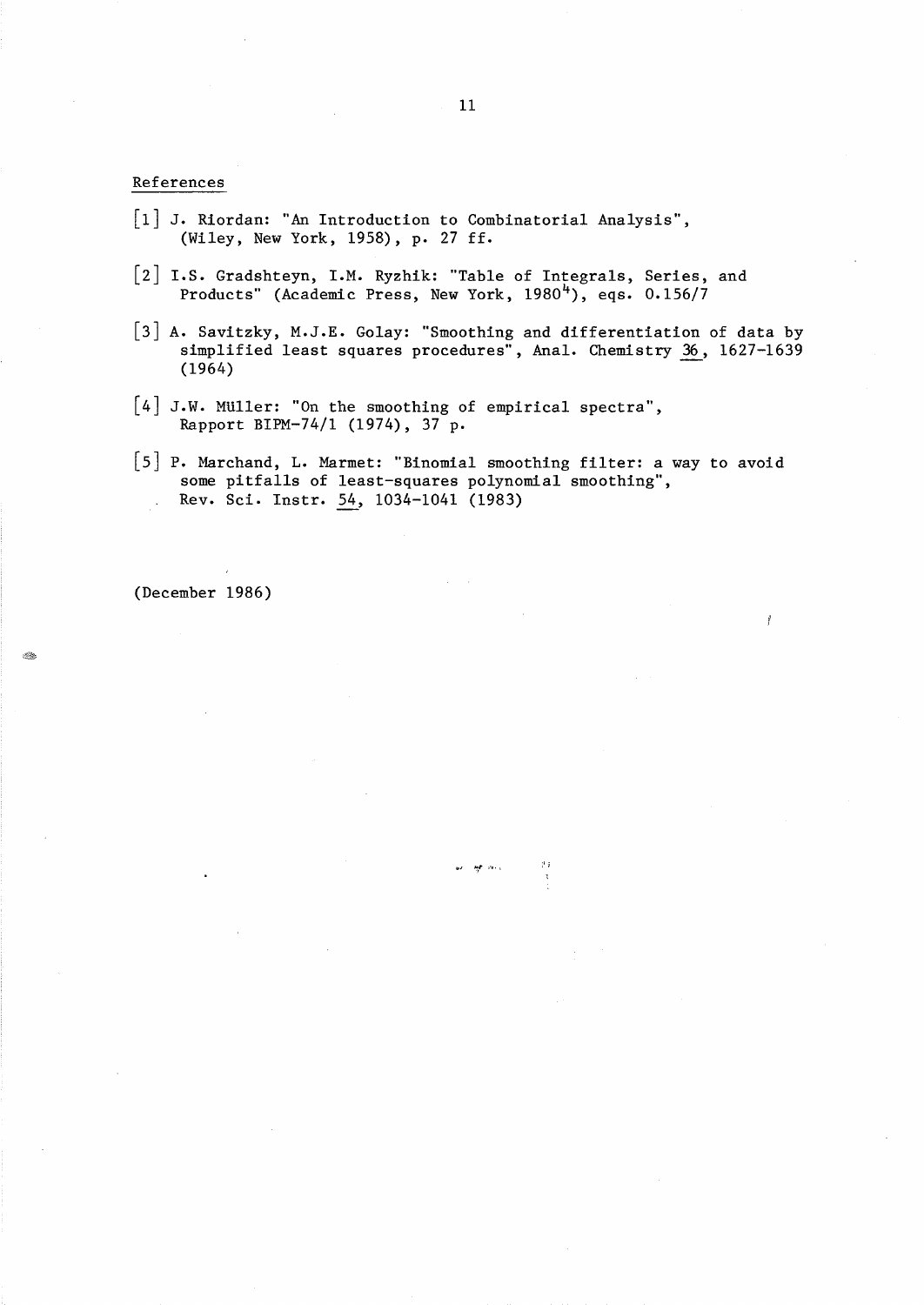## References

[1] J. Riordan: "An Introduction to Combinatorial Analysis", (Wiley, New York, 1958), p. 27 ff.

[2] I.S. Gradshteyn, I.M. Ryzhik: "Table of Integrals, Series, and Products" (Academic Press, New York, 1980[4]), eqs. 0.156/7

[3] A. Savitzky, M.J.E. Golay: "Smoothing and differentiation of data by simplified least squares procedures", Anal. Chemistry 36, 1627-1639 (1964)

[4] J.W. Müller: "On the smoothing of empirical spectra", Rapport BIPM-74/1 (1974), 37 p.

[5] P. Marchand, L. Marmet: "Binomial smoothing filter: a way to avoid some pitfalls of least-squares polynomial smoothing", Rev. Sci. Instr. 54, 1034-1041 (1983)

(December 1986)